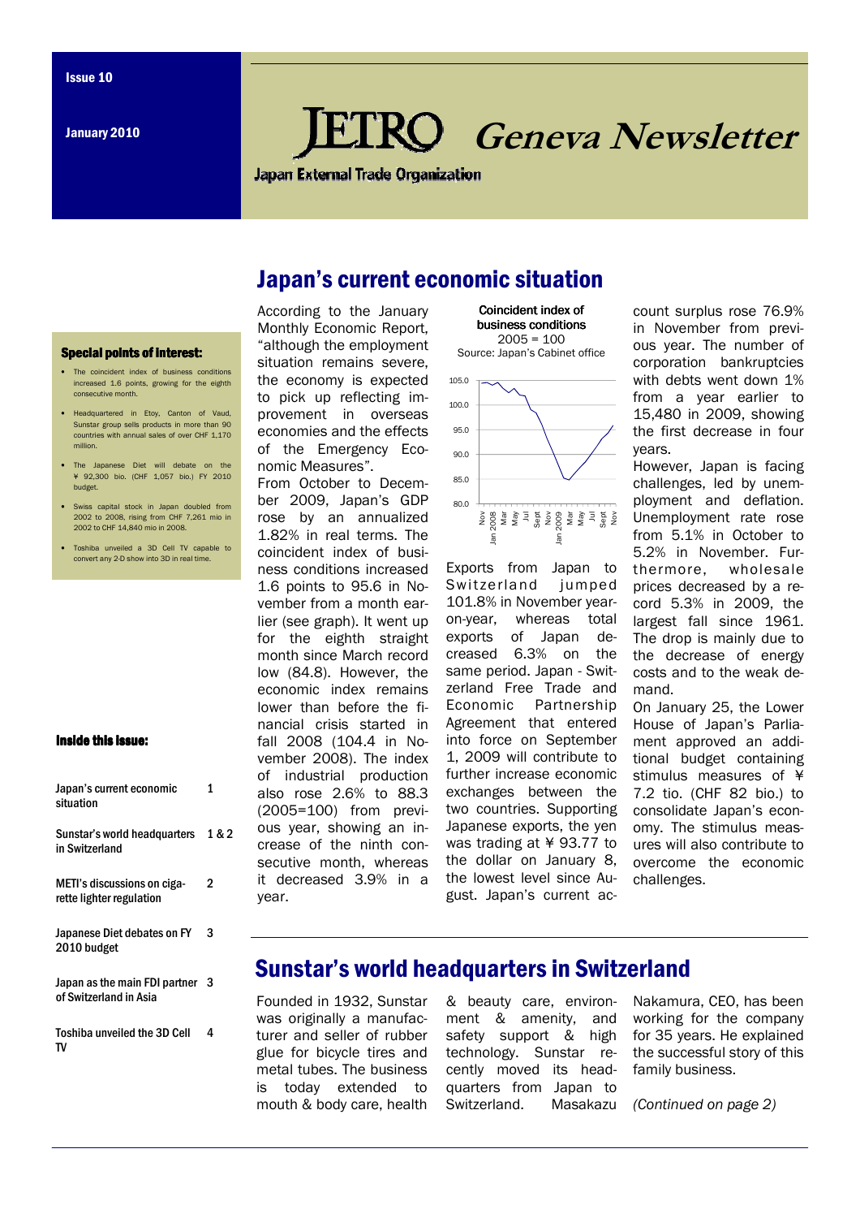Issue 10

January 2010

# JETRO Geneva Newsletter

Japan External Trade Organization

**Special points of interest:**

- The coincident index of business conditions increased 1.6 points, growing for the eighth consecutive month.
- Headquartered in Etoy, Canton of Vaud, Sunstar group sells products in more than 90 countries with annual sales of over CHF 1,170 million.
- The Japanese Diet will debate on the ¥ 92,300 bio. (CHF 1,057 bio.) FY 2010 budget.
- Swiss capital stock in Japan doubled from 2002 to 2008, rising from CHF 7,261 mio in 2002 to CHF 14,840 mio in 2008.
- Toshiba unveiled a 3D Cell TV capable to convert any 2-D show into 3D in real time.

**Inside this issue:**

| | |
|---|---|
| Japan's current economic situation | 1 |
| Sunstar's world headquarters in Switzerland | 1 & 2 |
| METI's discussions on cigarette lighter regulation | 2 |
| Japanese Diet debates on FY 2010 budget | 3 |
| Japan as the main FDI partner of Switzerland in Asia | 3 |
| Toshiba unveiled the 3D Cell TV | 4 |

## Japan's current economic situation

According to the January Monthly Economic Report, "although the employment situation remains severe, the economy is expected to pick up reflecting improvement in overseas economies and the effects of the Emergency Economic Measures".

From October to December 2009, Japan's GDP rose by an annualized 1.82% in real terms. The coincident index of business conditions increased 1.6 points to 95.6 in November from a month earlier (see graph). It went up for the eighth straight month since March record low (84.8). However, the economic index remains lower than before the financial crisis started in fall 2008 (104.4 in November 2008). The index of industrial production also rose 2.6% to 88.3 (2005=100) from previous year, showing an increase of the ninth consecutive month, whereas it decreased 3.9% in a year.

Coincident index of business conditions
2005 = 100
Source: Japan's Cabinet office

Exports from Japan to Switzerland jumped 101.8% in November year-on-year, whereas total exports of Japan decreased 6.3% on the same period. Japan - Switzerland Free Trade and Economic Partnership Agreement that entered into force on September 1, 2009 will contribute to further increase economic exchanges between the two countries. Supporting Japanese exports, the yen was trading at ¥ 93.77 to the dollar on January 8, the lowest level since August. Japan's current account surplus rose 76.9% in November from previous year. The number of corporation bankruptcies with debts went down 1% from a year earlier to 15,480 in 2009, showing the first decrease in four years.

However, Japan is facing challenges, led by unemployment and deflation. Unemployment rate rose from 5.1% in October to 5.2% in November. Furthermore, wholesale prices decreased by a record 5.3% in 2009, the largest fall since 1961. The drop is mainly due to the decrease of energy costs and to the weak demand.

On January 25, the Lower House of Japan's Parliament approved an additional budget containing stimulus measures of ¥ 7.2 tio. (CHF 82 bio.) to consolidate Japan's economy. The stimulus measures will also contribute to overcome the economic challenges.

## Sunstar's world headquarters in Switzerland

Founded in 1932, Sunstar was originally a manufacturer and seller of rubber glue for bicycle tires and metal tubes. The business is today extended to mouth & body care, health & beauty care, environment & amenity, and safety support & high technology. Sunstar recently moved its headquarters from Japan to Switzerland. Masakazu Nakamura, CEO, has been working for the company for 35 years. He explained the successful story of this family business.

*(Continued on page 2)*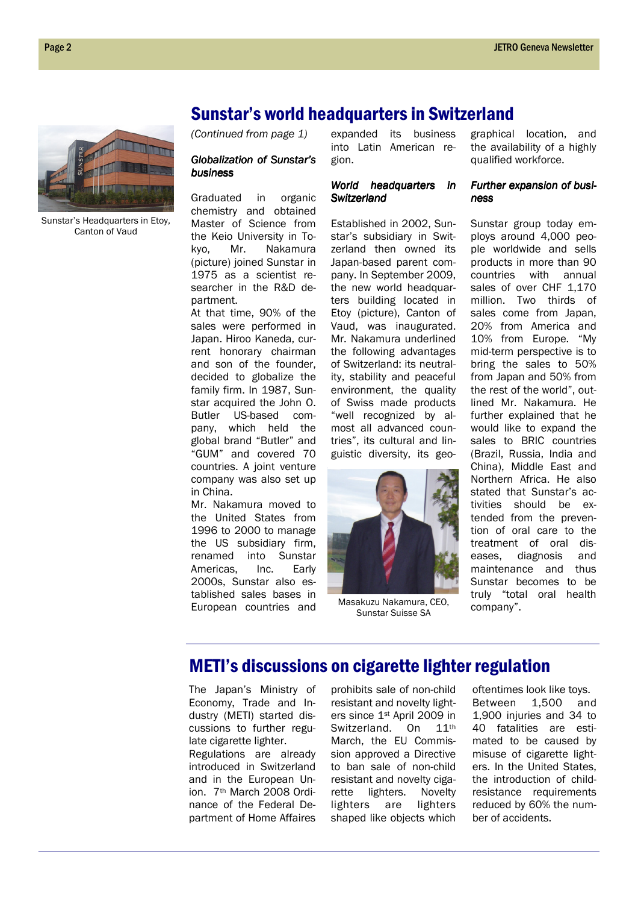## Sunstar's world headquarters in Switzerland

Sunstar's Headquarters in Etoy, Canton of Vaud

*(Continued from page 1)*

### *Globalization of Sunstar's business*

Graduated in organic chemistry and obtained Master of Science from the Keio University in Tokyo, Mr. Nakamura (picture) joined Sunstar in 1975 as a scientist researcher in the R&D department.

At that time, 90% of the sales were performed in Japan. Hiroo Kaneda, current honorary chairman and son of the founder, decided to globalize the family firm. In 1987, Sunstar acquired the John O. Butler US-based company, which held the global brand "Butler" and "GUM" and covered 70 countries. A joint venture company was also set up in China.

Mr. Nakamura moved to the United States from 1996 to 2000 to manage the US subsidiary firm, renamed into Sunstar Americas, Inc. Early 2000s, Sunstar also established sales bases in European countries and expanded its business into Latin American region.

### *World headquarters in Switzerland*

Established in 2002, Sunstar's subsidiary in Switzerland then owned its Japan-based parent company. In September 2009, the new world headquarters building located in Etoy (picture), Canton of Vaud, was inaugurated. Mr. Nakamura underlined the following advantages of Switzerland: its neutrality, stability and peaceful environment, the quality of Swiss made products "well recognized by almost all advanced countries", its cultural and linguistic diversity, its geographical location, and the availability of a highly qualified workforce.

Masakuzu Nakamura, CEO, Sunstar Suisse SA

### *Further expansion of business*

Sunstar group today employs around 4,000 people worldwide and sells products in more than 90 countries with annual sales of over CHF 1,170 million. Two thirds of sales come from Japan, 20% from America and 10% from Europe. "My mid-term perspective is to bring the sales to 50% from Japan and 50% from the rest of the world", outlined Mr. Nakamura. He further explained that he would like to expand the sales to BRIC countries (Brazil, Russia, India and China), Middle East and Northern Africa. He also stated that Sunstar's activities should be extended from the prevention of oral care to the treatment of oral diseases, diagnosis and maintenance and thus Sunstar becomes to be truly "total oral health company".

## METI's discussions on cigarette lighter regulation

The Japan's Ministry of Economy, Trade and Industry (METI) started discussions to further regulate cigarette lighter.

Regulations are already introduced in Switzerland and in the European Union. 7th March 2008 Ordinance of the Federal Department of Home Affaires prohibits sale of non-child resistant and novelty lighters since 1st April 2009 in Switzerland. On 11th March, the EU Commission approved a Directive to ban sale of non-child resistant cigarette lighters. Novelty lighters are lighters shaped like objects which oftentimes look like toys. Between 1,500 and 1,900 injuries and 34 to 40 fatalities are estimated to be caused by misuse of cigarette lighters. In the United States, the introduction of child-resistance requirements reduced by 60% the number of accidents.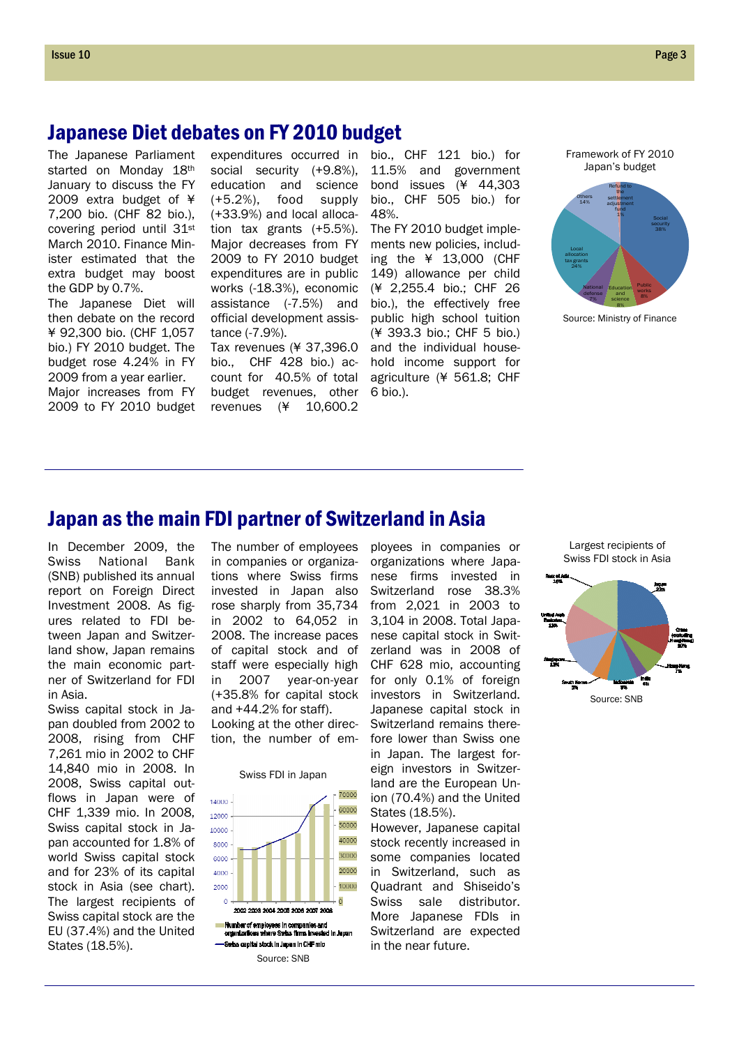# Japanese Diet debates on FY 2010 budget

The Japanese Parliament started on Monday 18th January to discuss the FY 2009 extra budget of ¥ 7,200 bio. (CHF 82 bio.), covering period until 31st March 2010. Finance Minister estimated that the extra budget may boost the GDP by 0.7%.

The Japanese Diet will then debate on the record ¥ 92,300 bio. (CHF 1,057 bio.) FY 2010 budget. The budget rose 4.24% in FY 2009 from a year earlier.

Major increases from FY 2009 to FY 2010 budget expenditures occurred in social security (+9.8%), education and science (+5.2%), food supply (+33.9%) and local allocation tax grants (+5.5%). Major decreases from FY 2009 to FY 2010 budget expenditures are in public works (-18.3%), economic assistance (-7.5%) and official development assistance (-7.9%).

Tax revenues (¥ 37,396.0 bio., CHF 428 bio.) account for 40.5% of total budget revenues, other revenues (¥ 10,600.2 bio., CHF 121 bio.) for 11.5% and government bond issues (¥ 44,303 bio., CHF 505 bio.) for 48%.

The FY 2010 budget implements new policies, including the ¥ 13,000 (CHF 149) allowance per child (¥ 2,255.4 bio.; CHF 26 bio.), the effectively free public high school tuition (¥ 393.3 bio.; CHF 5 bio.) and the individual household income support for agriculture (¥ 561.8; CHF 6 bio.).

Framework of FY 2010 Japan's budget

Source: Ministry of Finance

# Japan as the main FDI partner of Switzerland in Asia

In December 2009, the Swiss National Bank (SNB) published its annual report on Foreign Direct Investment 2008. As figures related to FDI between Japan and Switzerland show, Japan remains the main economic partner of Switzerland for FDI in Asia.

Swiss capital stock in Japan doubled from 2002 to 2008, rising from CHF 7,261 mio in 2002 to CHF 14,840 mio in 2008. In 2008, Swiss capital outflows in Japan were of CHF 1,339 mio. In 2008, Swiss capital stock in Japan accounted for 1.8% of world Swiss capital stock and for 23% of its capital stock in Asia (see chart). The largest recipients of Swiss capital stock are the EU (37.4%) and the United States (18.5%).

The number of employees in companies or organizations where Swiss firms invested in Japan also rose sharply from 35,734 in 2002 to 64,052 in 2008. The increase paces of capital stock and of staff were especially high in 2007 year-on-year (+35.8% for capital stock and +44.2% for staff).

Looking at the other direction, the number of employees in companies or organizations where Japanese firms invested in Switzerland rose 38.3% from 2,021 in 2003 to 3,104 in 2008. Total Japanese capital stock in Switzerland was in 2008 of CHF 628 mio, accounting for only 0.1% of foreign investors in Switzerland. Japanese capital stock in Switzerland remains therefore lower than Swiss one in Japan. The largest foreign investors in Switzerland are the European Union (70.4%) and the United States (18.5%).

However, Japanese capital stock recently increased in some companies located in Switzerland, such as Quadrant and Shiseido's Swiss sale distributor. More Japanese FDIs in Switzerland are expected in the near future.

Swiss FDI in Japan

Source: SNB

Largest recipients of Swiss FDI stock in Asia

Source: SNB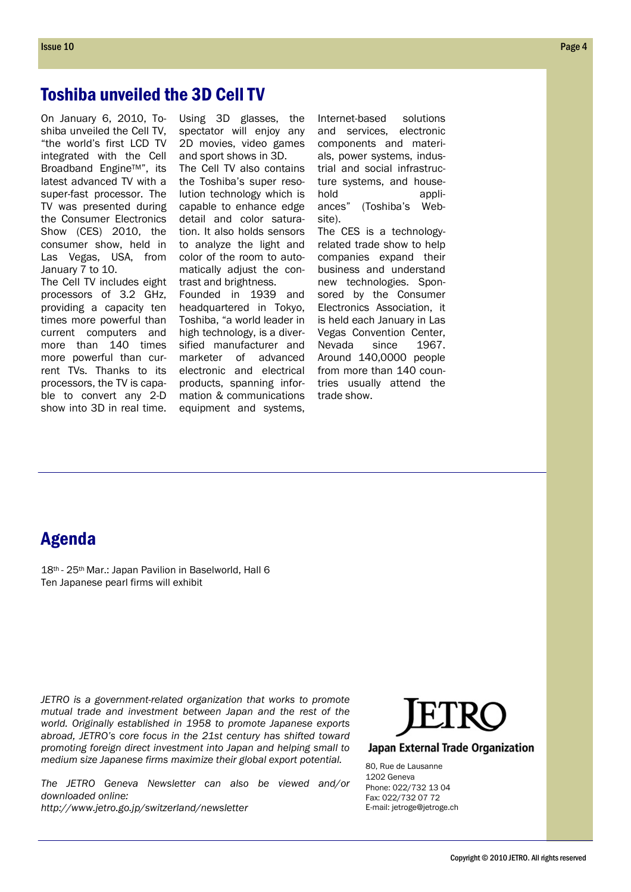## Toshiba unveiled the 3D Cell TV

On January 6, 2010, Toshiba unveiled the Cell TV, "the world's first LCD TV integrated with the Cell Broadband Engine™", its latest advanced TV with a super-fast processor. The TV was presented during the Consumer Electronics Show (CES) 2010, the consumer show, held in Las Vegas, USA, from January 7 to 10.

The Cell TV includes eight processors of 3.2 GHz, providing a capacity ten times more powerful than current computers and more than 140 times more powerful than current TVs. Thanks to its processors, the TV is capable to convert any 2-D show into 3D in real time. Using 3D glasses, the spectator will enjoy any 2D movies, video games and sport shows in 3D.

The Cell TV also contains the Toshiba's super resolution technology which is capable to enhance edge detail and color saturation. It also holds sensors to analyze the light and color of the room to automatically adjust the contrast and brightness.

Founded in 1939 and headquartered in Tokyo, Toshiba, "a world leader in high technology, is a diversified manufacturer and marketer of advanced electronic and electrical products, spanning information & communications equipment and systems, Internet-based solutions and services, electronic components and materials, power systems, industrial and social infrastructure systems, and household appliances" (Toshiba's Website).

The CES is a technology-related trade show to help companies expand their business and understand new technologies. Sponsored by the Consumer Electronics Association, it is held each January in Las Vegas Convention Center, Nevada since 1967. Around 140,0000 people from more than 140 countries usually attend the trade show.

## Agenda

18th - 25th Mar.: Japan Pavilion in Baselworld, Hall 6
Ten Japanese pearl firms will exhibit

*JETRO is a government-related organization that works to promote mutual trade and investment between Japan and the rest of the world. Originally established in 1958 to promote Japanese exports abroad, JETRO's core focus in the 21st century has shifted toward promoting foreign direct investment into Japan and helping small to medium size Japanese firms maximize their global export potential.*

*The JETRO Geneva Newsletter can also be viewed and/or downloaded online:*
*http://www.jetro.go.jp/switzerland/newsletter*

JETRO
Japan External Trade Organization

80, Rue de Lausanne
1202 Geneva
Phone: 022/732 13 04
Fax: 022/732 07 72
E-mail: jetroge@jetroge.ch

Copyright © 2010 JETRO. All rights reserved